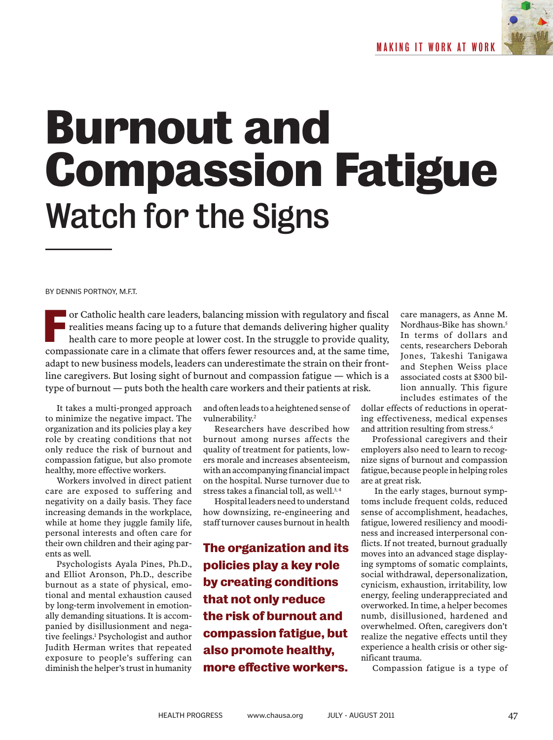# Burnout and Compassion Fatigue

## Watch for the Signs

BY DENNIS PORTNOY, M.F.T.

For Catholic health care leaders, balancing mission with regulatory and fiscal realities means facing up to a future that demands delivering higher quality health care to more people at lower cost. In the struggle to provide quality, compassionate care in a climate that offers fewer resources and, at the same time, adapt to new business models, leaders can underestimate the strain on their front-line caregivers. But losing sight of burnout and compassion fatigue — which is a type of burnout — puts both the health care workers and their patients at risk.

It takes a multi-pronged approach to minimize the negative impact. The organization and its policies play a key role by creating conditions that not only reduce the risk of burnout and compassion fatigue, but also promote healthy, more effective workers.

Workers involved in direct patient care are exposed to suffering and negativity on a daily basis. They face increasing demands in the workplace, while at home they juggle family life, personal interests and often care for their own children and their aging parents as well.

Psychologists Ayala Pines, Ph.D., and Elliot Aronson, Ph.D., describe burnout as a state of physical, emotional and mental exhaustion caused by long-term involvement in emotionally demanding situations. It is accompanied by disillusionment and negative feelings.[1] Psychologist and author Judith Herman writes that repeated exposure to people's suffering can diminish the helper's trust in humanity and often leads to a heightened sense of vulnerability.[2]

Researchers have described how burnout among nurses affects the quality of treatment for patients, lowers morale and increases absenteeism, with an accompanying financial impact on the hospital. Nurse turnover due to stress takes a financial toll, as well.[3, 4]

Hospital leaders need to understand how downsizing, re-engineering and staff turnover causes burnout in health care managers, as Anne M. Nordhaus-Bike has shown.[5] In terms of dollars and cents, researchers Deborah Jones, Takeshi Tanigawa and Stephen Weiss place associated costs at $300 billion annually. This figure includes estimates of the dollar effects of reductions in operating effectiveness, medical expenses and attrition resulting from stress.[6]

**The organization and its policies play a key role by creating conditions that not only reduce the risk of burnout and compassion fatigue, but also promote healthy, more effective workers.**

Professional caregivers and their employers also need to learn to recognize signs of burnout and compassion fatigue, because people in helping roles are at great risk.

In the early stages, burnout symptoms include frequent colds, reduced sense of accomplishment, headaches, fatigue, lowered resiliency and moodiness and increased interpersonal conflicts. If not treated, burnout gradually moves into an advanced stage displaying symptoms of somatic complaints, social withdrawal, depersonalization, cynicism, exhaustion, irritability, low energy, feeling underappreciated and overworked. In time, a helper becomes numb, disillusioned, hardened and overwhelmed. Often, caregivers don't realize the negative effects until they experience a health crisis or other significant trauma.

Compassion fatigue is a type of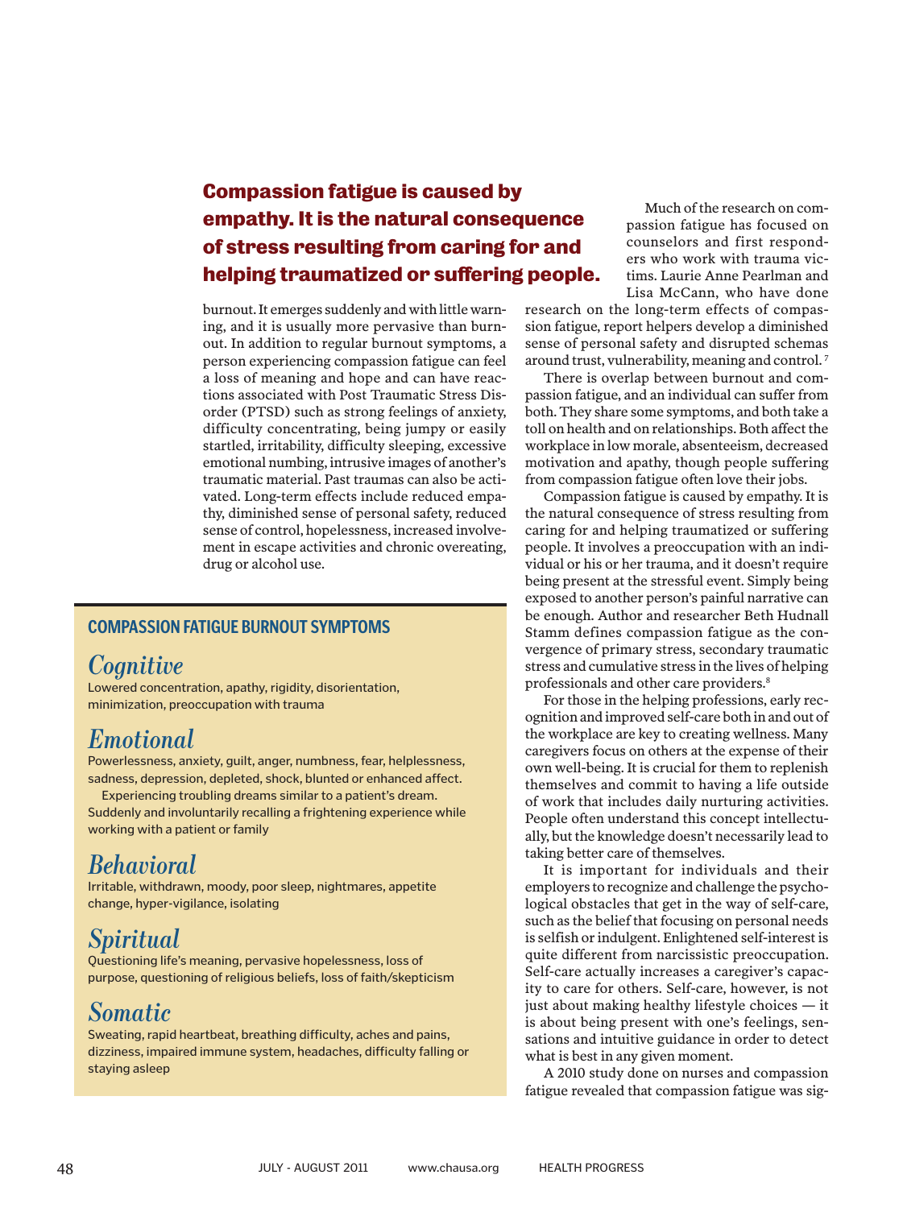**Compassion fatigue is caused by empathy. It is the natural consequence of stress resulting from caring for and helping traumatized or suffering people.**

burnout. It emerges suddenly and with little warning, and it is usually more pervasive than burnout. In addition to regular burnout symptoms, a person experiencing compassion fatigue can feel a loss of meaning and hope and can have reactions associated with Post Traumatic Stress Disorder (PTSD) such as strong feelings of anxiety, difficulty concentrating, being jumpy or easily startled, irritability, difficulty sleeping, excessive emotional numbing, intrusive images of another's traumatic material. Past traumas can also be activated. Long-term effects include reduced empathy, diminished sense of personal safety, reduced sense of control, hopelessness, increased involvement in escape activities and chronic overeating, drug or alcohol use.

### COMPASSION FATIGUE BURNOUT SYMPTOMS

#### *Cognitive*

Lowered concentration, apathy, rigidity, disorientation, minimization, preoccupation with trauma

#### *Emotional*

Powerlessness, anxiety, guilt, anger, numbness, fear, helplessness, sadness, depression, depleted, shock, blunted or enhanced affect.

Experiencing troubling dreams similar to a patient's dream. Suddenly and involuntarily recalling a frightening experience while working with a patient or family

#### *Behavioral*

Irritable, withdrawn, moody, poor sleep, nightmares, appetite change, hyper-vigilance, isolating

#### *Spiritual*

Questioning life's meaning, pervasive hopelessness, loss of purpose, questioning of religious beliefs, loss of faith/skepticism

#### *Somatic*

Sweating, rapid heartbeat, breathing difficulty, aches and pains, dizziness, impaired immune system, headaches, difficulty falling or staying asleep

Much of the research on compassion fatigue has focused on counselors and first responders who work with trauma victims. Laurie Anne Pearlman and Lisa McCann, who have done research on the long-term effects of compassion fatigue, report helpers develop a diminished sense of personal safety and disrupted schemas around trust, vulnerability, meaning and control.[7]

There is overlap between burnout and compassion fatigue, and an individual can suffer from both. They share some symptoms, and both take a toll on health and on relationships. Both affect the workplace in low morale, absenteeism, decreased motivation and apathy, though people suffering from compassion fatigue often love their jobs.

Compassion fatigue is caused by empathy. It is the natural consequence of stress resulting from caring for and helping traumatized or suffering people. It involves a preoccupation with an individual or his or her trauma, and it doesn't require being present at the stressful event. Simply being exposed to another person's painful narrative can be enough. Author and researcher Beth Hudnall Stamm defines compassion fatigue as the convergence of primary stress, secondary traumatic stress and cumulative stress in the lives of helping professionals and other care providers.[8]

For those in the helping professions, early recognition and improved self-care both in and out of the workplace are key to creating wellness. Many caregivers focus on others at the expense of their own well-being. It is crucial for them to replenish themselves and commit to having a life outside of work that includes daily nurturing activities. People often understand this concept intellectually, but the knowledge doesn't necessarily lead to taking better care of themselves.

It is important for individuals and their employers to recognize and challenge the psychological obstacles that get in the way of self-care, such as the belief that focusing on personal needs is selfish or indulgent. Enlightened self-interest is quite different from narcissistic preoccupation. Self-care actually increases a caregiver's capacity to care for others. Self-care, however, is not just about making healthy lifestyle choices — it is about being present with one's feelings, sensations and intuitive guidance in order to detect what is best in any given moment.

A 2010 study done on nurses and compassion fatigue revealed that compassion fatigue was sig-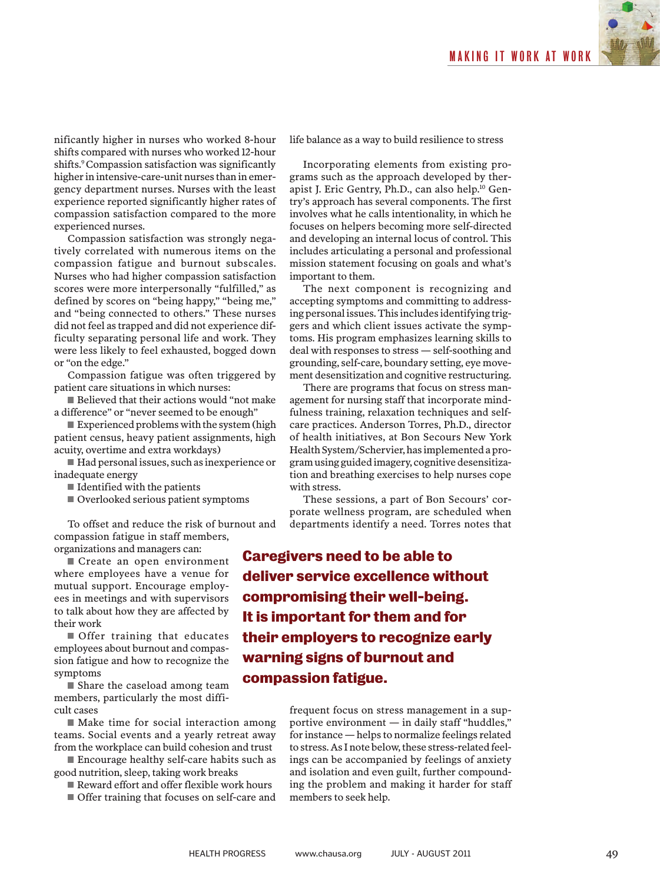nificantly higher in nurses who worked 8-hour shifts compared with nurses who worked 12-hour shifts.[9] Compassion satisfaction was significantly higher in intensive-care-unit nurses than in emergency department nurses. Nurses with the least experience reported significantly higher rates of compassion satisfaction compared to the more experienced nurses.

Compassion satisfaction was strongly negatively correlated with numerous items on the compassion fatigue and burnout subscales. Nurses who had higher compassion satisfaction scores were more interpersonally "fulfilled," as defined by scores on "being happy," "being me," and "being connected to others." These nurses did not feel as trapped and did not experience difficulty separating personal life and work. They were less likely to feel exhausted, bogged down or "on the edge."

Compassion fatigue was often triggered by patient care situations in which nurses:

- Believed that their actions would "not make a difference" or "never seemed to be enough"
- Experienced problems with the system (high patient census, heavy patient assignments, high acuity, overtime and extra workdays)
- Had personal issues, such as inexperience or inadequate energy
- Identified with the patients
- Overlooked serious patient symptoms

To offset and reduce the risk of burnout and compassion fatigue in staff members, organizations and managers can:

- Create an open environment where employees have a venue for mutual support. Encourage employees in meetings and with supervisors to talk about how they are affected by their work
- Offer training that educates employees about burnout and compassion fatigue and how to recognize the symptoms
- Share the caseload among team members, particularly the most difficult cases
- Make time for social interaction among teams. Social events and a yearly retreat away from the workplace can build cohesion and trust
- Encourage healthy self-care habits such as good nutrition, sleep, taking work breaks
- Reward effort and offer flexible work hours
- Offer training that focuses on self-care and life balance as a way to build resilience to stress

Incorporating elements from existing programs such as the approach developed by therapist J. Eric Gentry, Ph.D., can also help.[10] Gentry's approach has several components. The first involves what he calls intentionality, in which he focuses on helpers becoming more self-directed and developing an internal locus of control. This includes articulating a personal and professional mission statement focusing on goals and what's important to them.

The next component is recognizing and accepting symptoms and committing to addressing personal issues. This includes identifying triggers and which client issues activate the symptoms. His program emphasizes learning skills to deal with responses to stress — self-soothing and grounding, self-care, boundary setting, eye movement desensitization and cognitive restructuring.

There are programs that focus on stress management for nursing staff that incorporate mindfulness training, relaxation techniques and self-care practices. Anderson Torres, Ph.D., director of health initiatives, at Bon Secours New York Health System/Schervier, has implemented a program using guided imagery, cognitive desensitization and breathing exercises to help nurses cope with stress.

These sessions, a part of Bon Secours' corporate wellness program, are scheduled when departments identify a need. Torres notes that frequent focus on stress management in a supportive environment — in daily staff "huddles," for instance — helps to normalize feelings related to stress. As I note below, these stress-related feelings can be accompanied by feelings of anxiety and isolation and even guilt, further compounding the problem and making it harder for staff members to seek help.

**Caregivers need to be able to deliver service excellence without compromising their well-being. It is important for them and for their employers to recognize early warning signs of burnout and compassion fatigue.**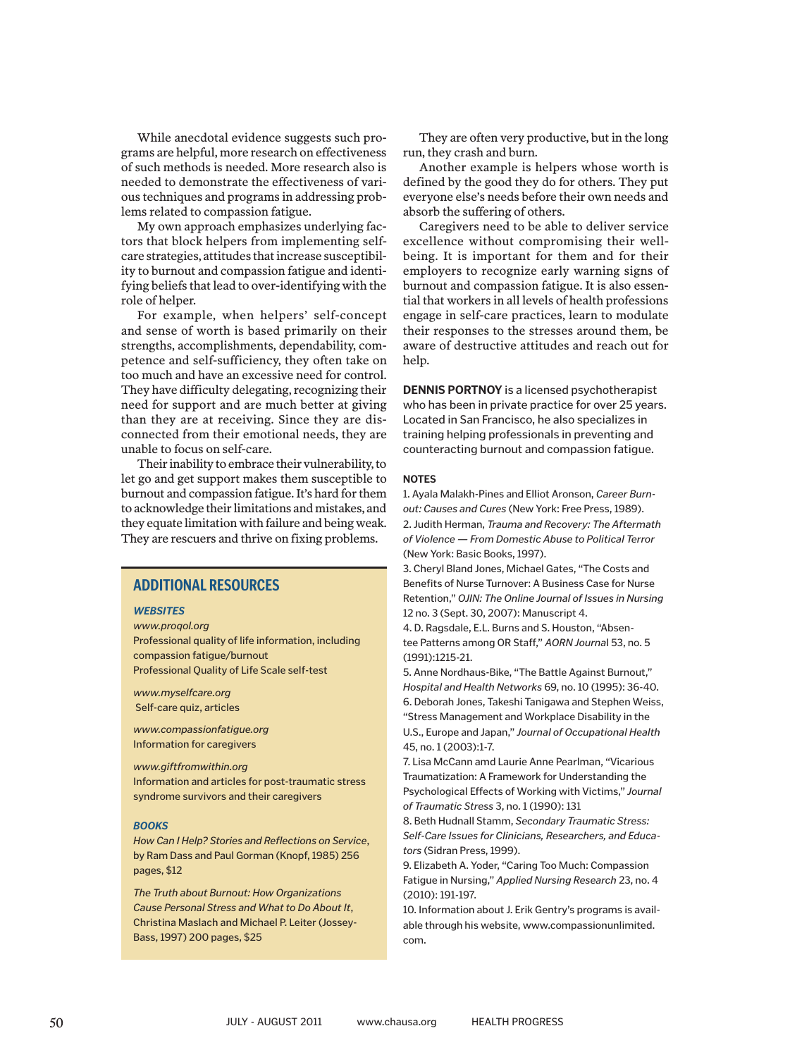While anecdotal evidence suggests such programs are helpful, more research on effectiveness of such methods is needed. More research also is needed to demonstrate the effectiveness of various techniques and programs in addressing problems related to compassion fatigue.

My own approach emphasizes underlying factors that block helpers from implementing self-care strategies, attitudes that increase susceptibility to burnout and compassion fatigue and identifying beliefs that lead to over-identifying with the role of helper.

For example, when helpers' self-concept and sense of worth is based primarily on their strengths, accomplishments, dependability, competence and self-sufficiency, they often take on too much and have an excessive need for control. They have difficulty delegating, recognizing their need for support and are much better at giving than they are at receiving. Since they are disconnected from their emotional needs, they are unable to focus on self-care.

Their inability to embrace their vulnerability, to let go and get support makes them susceptible to burnout and compassion fatigue. It's hard for them to acknowledge their limitations and mistakes, and they equate limitation with failure and being weak. They are rescuers and thrive on fixing problems. They are often very productive, but in the long run, they crash and burn.

Another example is helpers whose worth is defined by the good they do for others. They put everyone else's needs before their own needs and absorb the suffering of others.

Caregivers need to be able to deliver service excellence without compromising their well-being. It is important for them and for their employers to recognize early warning signs of burnout and compassion fatigue. It is also essential that workers in all levels of health professions engage in self-care practices, learn to modulate their responses to the stresses around them, be aware of destructive attitudes and reach out for help.

**DENNIS PORTNOY** is a licensed psychotherapist who has been in private practice for over 25 years. Located in San Francisco, he also specializes in training helping professionals in preventing and counteracting burnout and compassion fatigue.

## ADDITIONAL RESOURCES

### *WEBSITES*

*www.proqol.org*
Professional quality of life information, including compassion fatigue/burnout
Professional Quality of Life Scale self-test

*www.myselfcare.org*
Self-care quiz, articles

*www.compassionfatigue.org*
Information for caregivers

*www.giftfromwithin.org*
Information and articles for post-traumatic stress syndrome survivors and their caregivers

### *BOOKS*

*How Can I Help? Stories and Reflections on Service*, by Ram Dass and Paul Gorman (Knopf, 1985) 256 pages, $12

*The Truth about Burnout: How Organizations Cause Personal Stress and What to Do About It*, Christina Maslach and Michael P. Leiter (Jossey-Bass, 1997) 200 pages, $25

### NOTES

1. Ayala Malakh-Pines and Elliot Aronson, *Career Burnout: Causes and Cures* (New York: Free Press, 1989).
2. Judith Herman, *Trauma and Recovery: The Aftermath of Violence — From Domestic Abuse to Political Terror* (New York: Basic Books, 1997).
3. Cheryl Bland Jones, Michael Gates, "The Costs and Benefits of Nurse Turnover: A Business Case for Nurse Retention," *OJIN: The Online Journal of Issues in Nursing* 12 no. 3 (Sept. 30, 2007): Manuscript 4.
4. D. Ragsdale, E.L. Burns and S. Houston, "Absentee Patterns among OR Staff," *AORN Journal* 53, no. 5 (1991):1215-21.
5. Anne Nordhaus-Bike, "The Battle Against Burnout," *Hospital and Health Networks* 69, no. 10 (1995): 36-40.
6. Deborah Jones, Takeshi Tanigawa and Stephen Weiss, "Stress Management and Workplace Disability in the U.S., Europe and Japan," *Journal of Occupational Health* 45, no. 1 (2003):1-7.
7. Lisa McCann amd Laurie Anne Pearlman, "Vicarious Traumatization: A Framework for Understanding the Psychological Effects of Working with Victims," *Journal of Traumatic Stress* 3, no. 1 (1990): 131
8. Beth Hudnall Stamm, *Secondary Traumatic Stress: Self-Care Issues for Clinicians, Researchers, and Educators* (Sidran Press, 1999).
9. Elizabeth A. Yoder, "Caring Too Much: Compassion Fatigue in Nursing," *Applied Nursing Research* 23, no. 4 (2010): 191-197.
10. Information about J. Erik Gentry's programs is available through his website, www.compassionunlimited.com.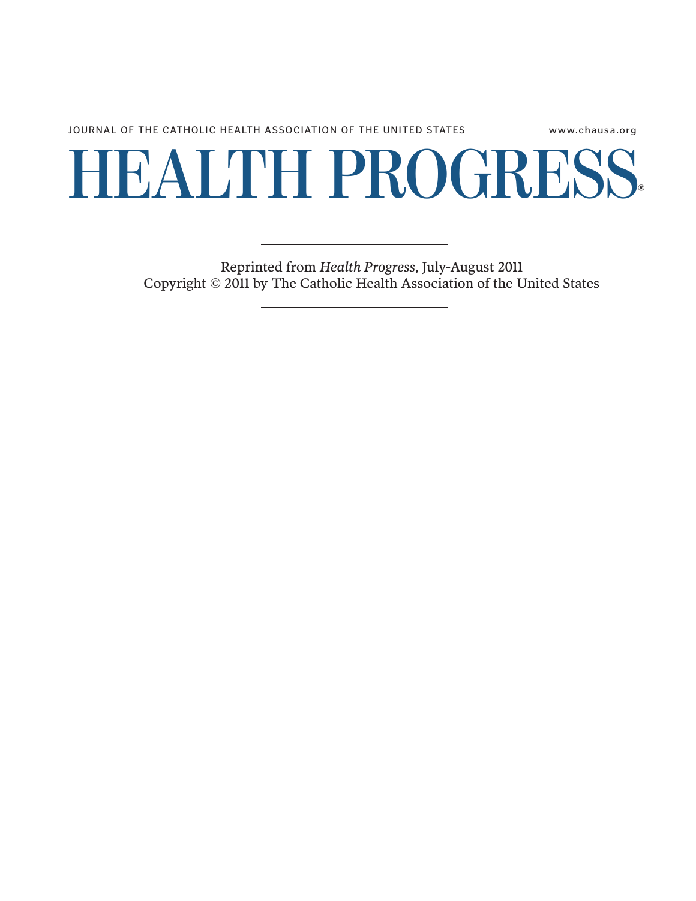JOURNAL OF THE CATHOLIC HEALTH ASSOCIATION OF THE UNITED STATES www.chausa.org

# HEALTH PROGRESS®

---

Reprinted from *Health Progress*, July-August 2011
Copyright © 2011 by The Catholic Health Association of the United States

---